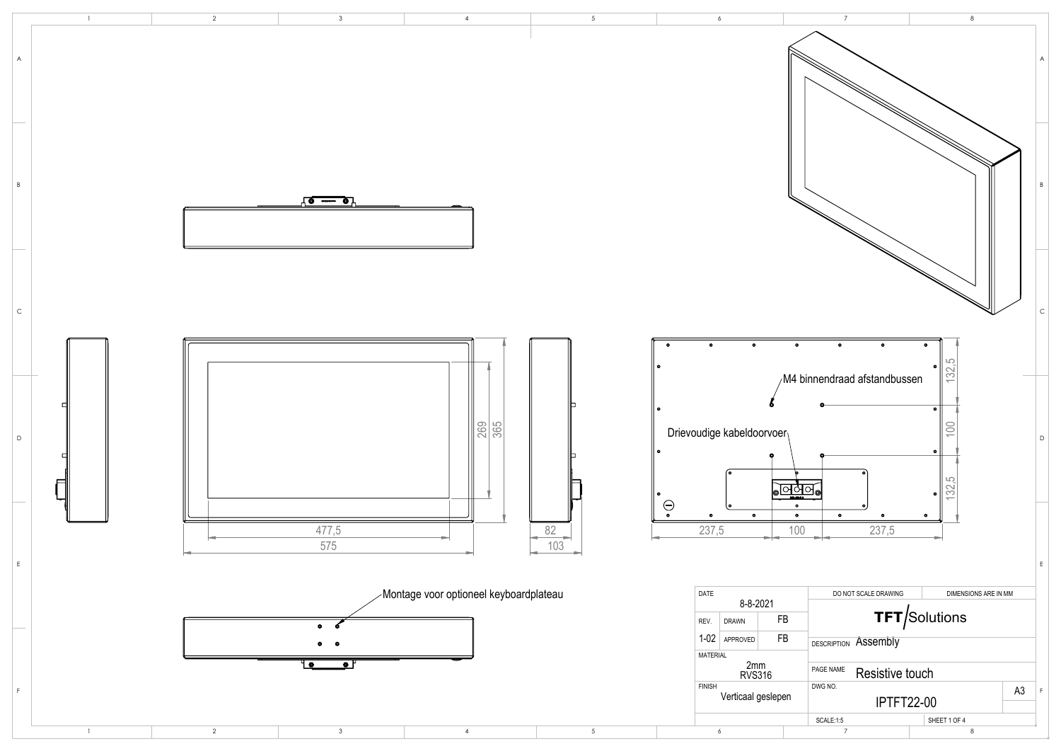Montage voor optioneel keyboardplateau

M4 binnendraad afstandbussen

Drievoudige kabeldoorvoer

269

365

477,5

575

82

103

132,5

100

132,5

237,5

100

237,5

| DATE | 8-8-2021 | | DO NOT SCALE DRAWING | DIMENSIONS ARE IN MM |
| --- | --- | --- | --- | --- |
| REV. | DRAWN | FB | TFT/Solutions | |
| 1-02 | APPROVED | FB | DESCRIPTION Assembly | |
| MATERIAL 2mm RVS316 | | | PAGE NAME Resistive touch | |
| FINISH Verticaal geslepen | | | DWG NO. IPTFT22-00 | A3 |
| | | | SCALE:1:5 | SHEET 1 OF 4 |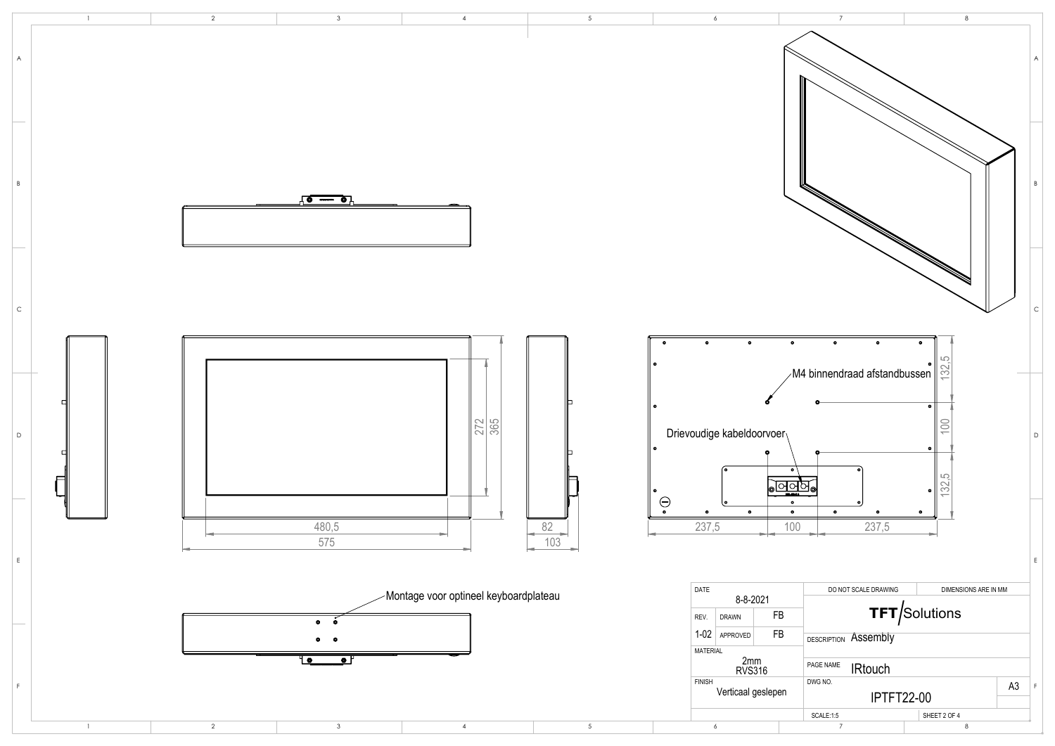M4 binnendraad afstandbussen

Drievoudige kabeldoorvoer

Montage voor optineel keyboardplateau

| Dimension | Value |
| --- | --- |
| | 480,5 |
| | 575 |
| | 272 |
| | 365 |
| | 82 |
| | 103 |
| | 237,5 |
| | 100 |
| | 237,5 |
| | 132,5 |
| | 100 |
| | 132,5 |

| DATE | 8-8-2021 | | DO NOT SCALE DRAWING | DIMENSIONS ARE IN MM |
| --- | --- | --- | --- | --- |
| REV. | DRAWN | FB | TFT/Solutions | |
| 1-02 | APPROVED | FB | DESCRIPTION Assembly | |
| MATERIAL | 2mm RVS316 | | PAGE NAME IRtouch | |
| FINISH | Verticaal geslepen | | DWG NO. IPTFT22-00 | A3 |
| | | | SCALE:1:5 | SHEET 2 OF 4 |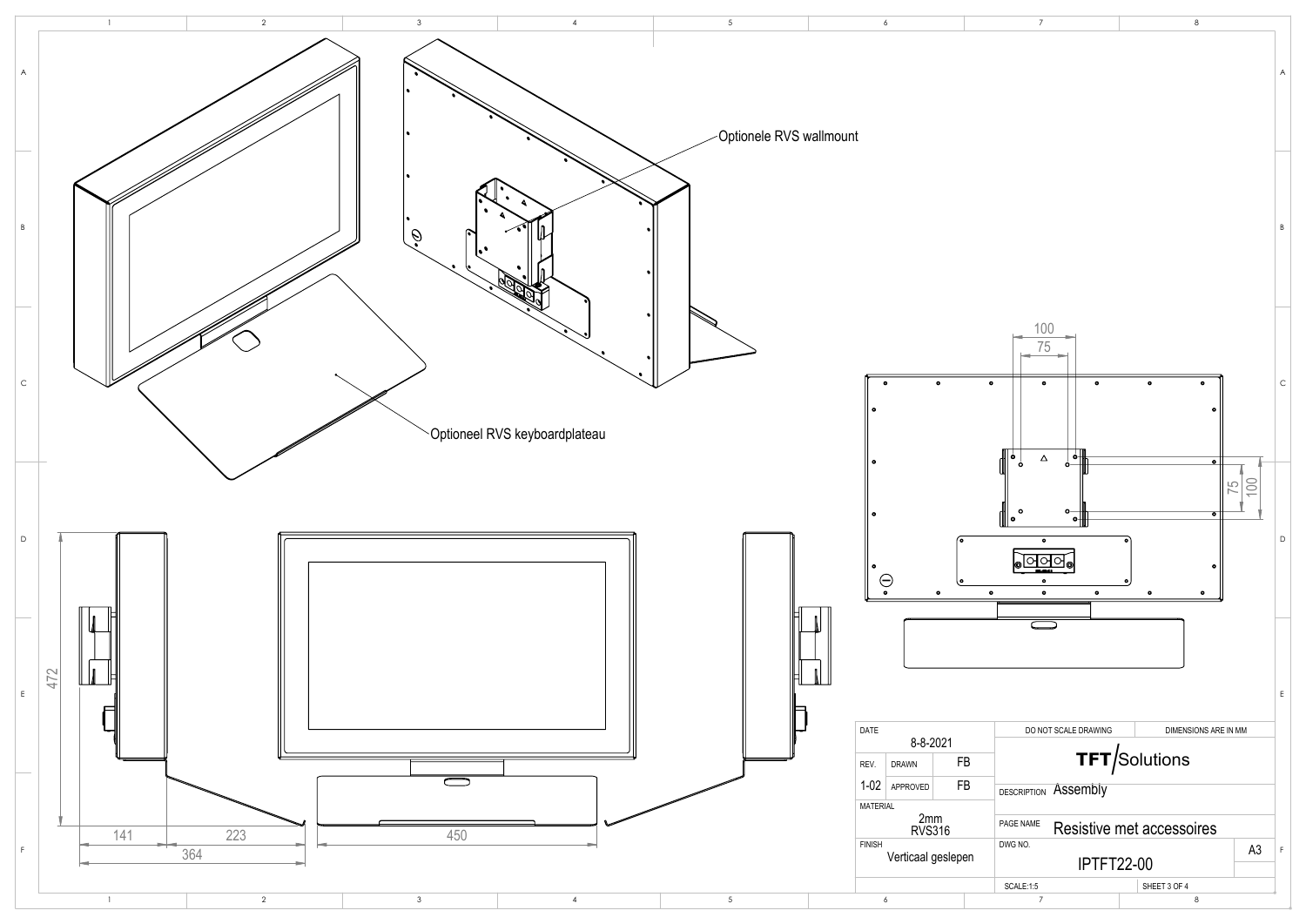Optionele RVS wallmount

Optioneel RVS keyboardplateau

100

75

75

100

472

141

223

364

450

| DATE | | | DO NOT SCALE DRAWING | DIMENSIONS ARE IN MM |
|---|---|---|---|---|
| 8-8-2021 | | | **TFT**/Solutions | |
| REV. | DRAWN | FB | | |
| 1-02 | APPROVED | FB | DESCRIPTION Assembly | |
| MATERIAL 2mm RVS316 | | | PAGE NAME Resistive met accessoires | |
| FINISH Verticaal geslepen | | | DWG NO. IPTFT22-00 | A3 |
| | | | SCALE:1:5 | SHEET 3 OF 4 |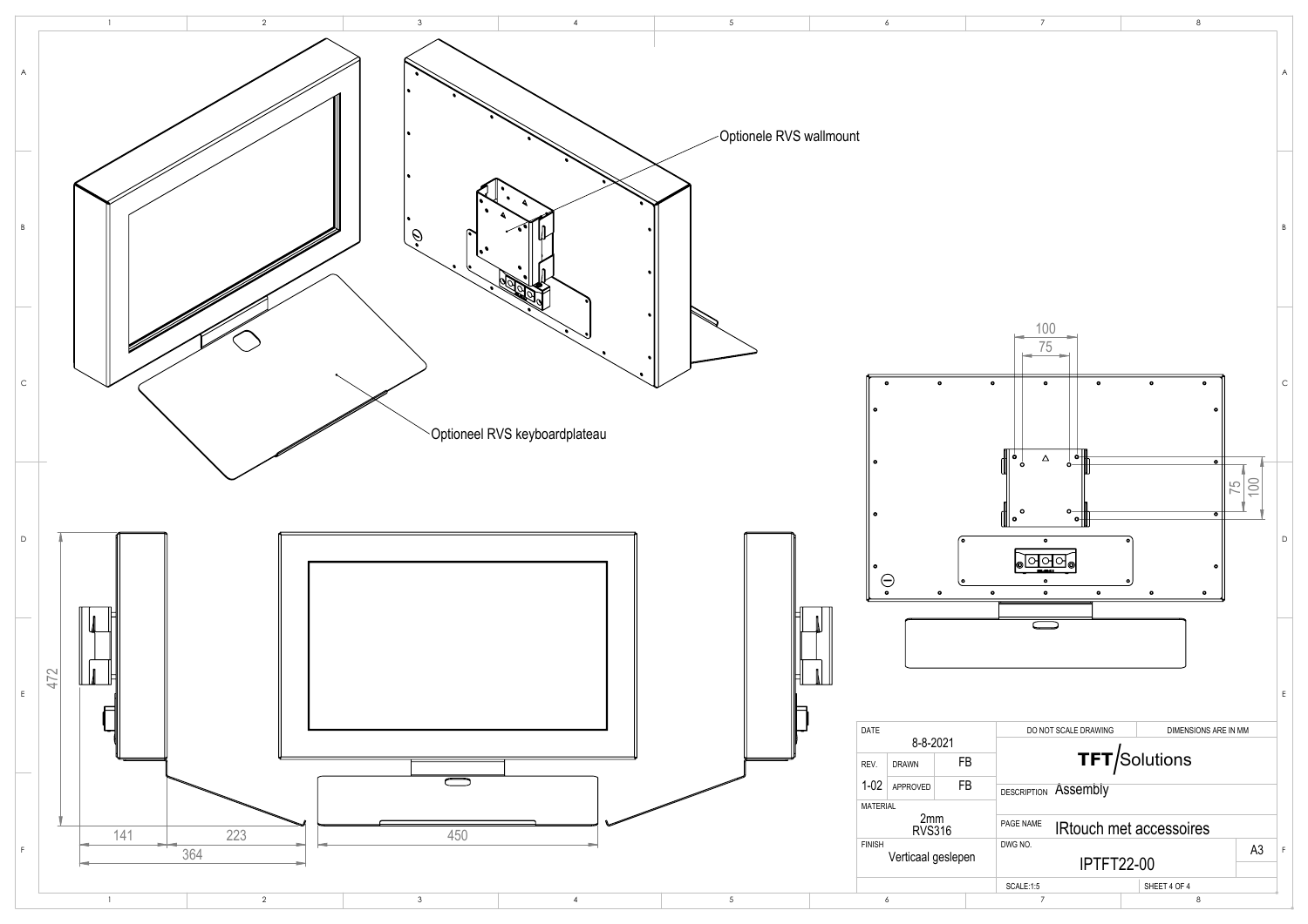Optionele RVS wallmount

Optioneel RVS keyboardplateau

100

75

75

100

472

141

223

364

450

| | | | | |
|---|---|---|---|---|
| DATE 8-8-2021 | | | DO NOT SCALE DRAWING | DIMENSIONS ARE IN MM |
| REV. | DRAWN | FB | **TFT**/Solutions | |
| 1-02 | APPROVED | FB | DESCRIPTION Assembly | |
| MATERIAL 2mm RVS316 | | | PAGE NAME IRtouch met accessoires | |
| FINISH Verticaal geslepen | | | DWG NO. IPTFT22-00 | A3 |
| | | | SCALE:1:5 | SHEET 4 OF 4 |